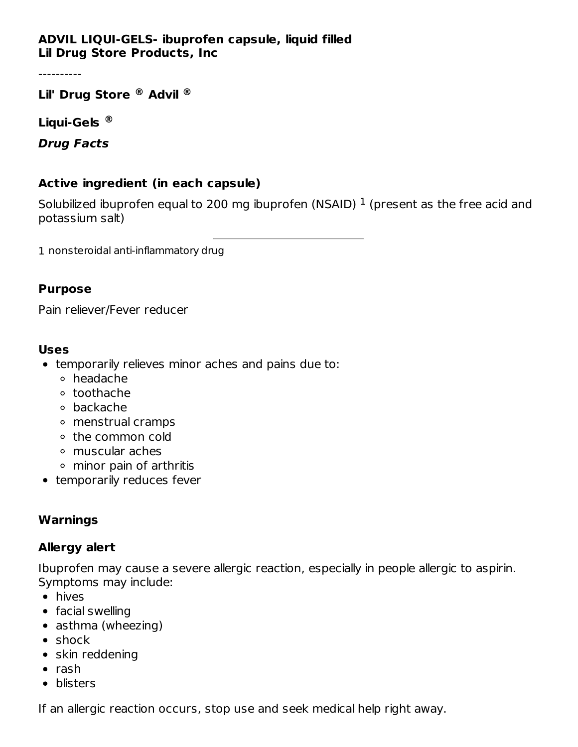**ADVIL LIQUI-GELS- ibuprofen capsule, liquid filled**
**Lil Drug Store Products, Inc**

----------

**Lil' Drug Store ® Advil ®**

**Liqui-Gels ®**

***Drug Facts***

### Active ingredient (in each capsule)

Solubilized ibuprofen equal to 200 mg ibuprofen (NSAID) [1] (present as the free acid and potassium salt)

---

1 nonsteroidal anti-inflammatory drug

### Purpose

Pain reliever/Fever reducer

### Uses

- temporarily relieves minor aches and pains due to:
  - headache
  - toothache
  - backache
  - menstrual cramps
  - the common cold
  - muscular aches
  - minor pain of arthritis
- temporarily reduces fever

### Warnings

### Allergy alert

Ibuprofen may cause a severe allergic reaction, especially in people allergic to aspirin. Symptoms may include:

- hives
- facial swelling
- asthma (wheezing)
- shock
- skin reddening
- rash
- blisters

If an allergic reaction occurs, stop use and seek medical help right away.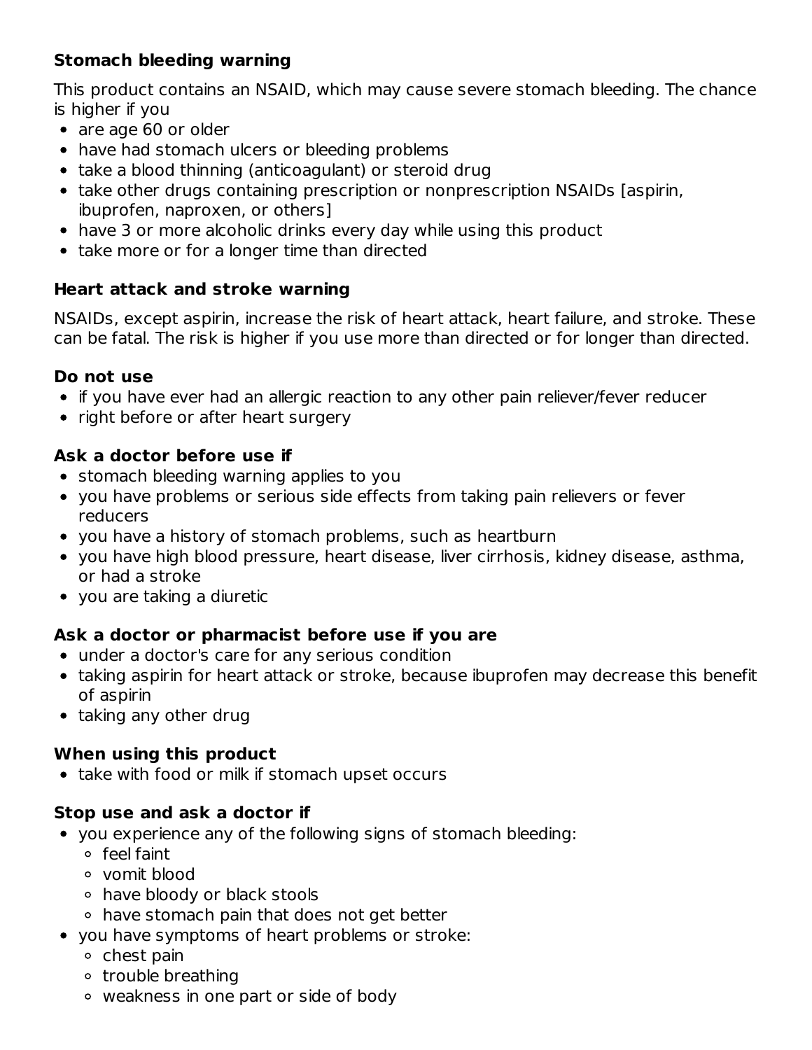**Stomach bleeding warning**

This product contains an NSAID, which may cause severe stomach bleeding. The chance is higher if you

- are age 60 or older
- have had stomach ulcers or bleeding problems
- take a blood thinning (anticoagulant) or steroid drug
- take other drugs containing prescription or nonprescription NSAIDs [aspirin, ibuprofen, naproxen, or others]
- have 3 or more alcoholic drinks every day while using this product
- take more or for a longer time than directed

**Heart attack and stroke warning**

NSAIDs, except aspirin, increase the risk of heart attack, heart failure, and stroke. These can be fatal. The risk is higher if you use more than directed or for longer than directed.

**Do not use**

- if you have ever had an allergic reaction to any other pain reliever/fever reducer
- right before or after heart surgery

**Ask a doctor before use if**

- stomach bleeding warning applies to you
- you have problems or serious side effects from taking pain relievers or fever reducers
- you have a history of stomach problems, such as heartburn
- you have high blood pressure, heart disease, liver cirrhosis, kidney disease, asthma, or had a stroke
- you are taking a diuretic

**Ask a doctor or pharmacist before use if you are**

- under a doctor's care for any serious condition
- taking aspirin for heart attack or stroke, because ibuprofen may decrease this benefit of aspirin
- taking any other drug

**When using this product**

- take with food or milk if stomach upset occurs

**Stop use and ask a doctor if**

- you experience any of the following signs of stomach bleeding:
  - feel faint
  - vomit blood
  - have bloody or black stools
  - have stomach pain that does not get better
- you have symptoms of heart problems or stroke:
  - chest pain
  - trouble breathing
  - weakness in one part or side of body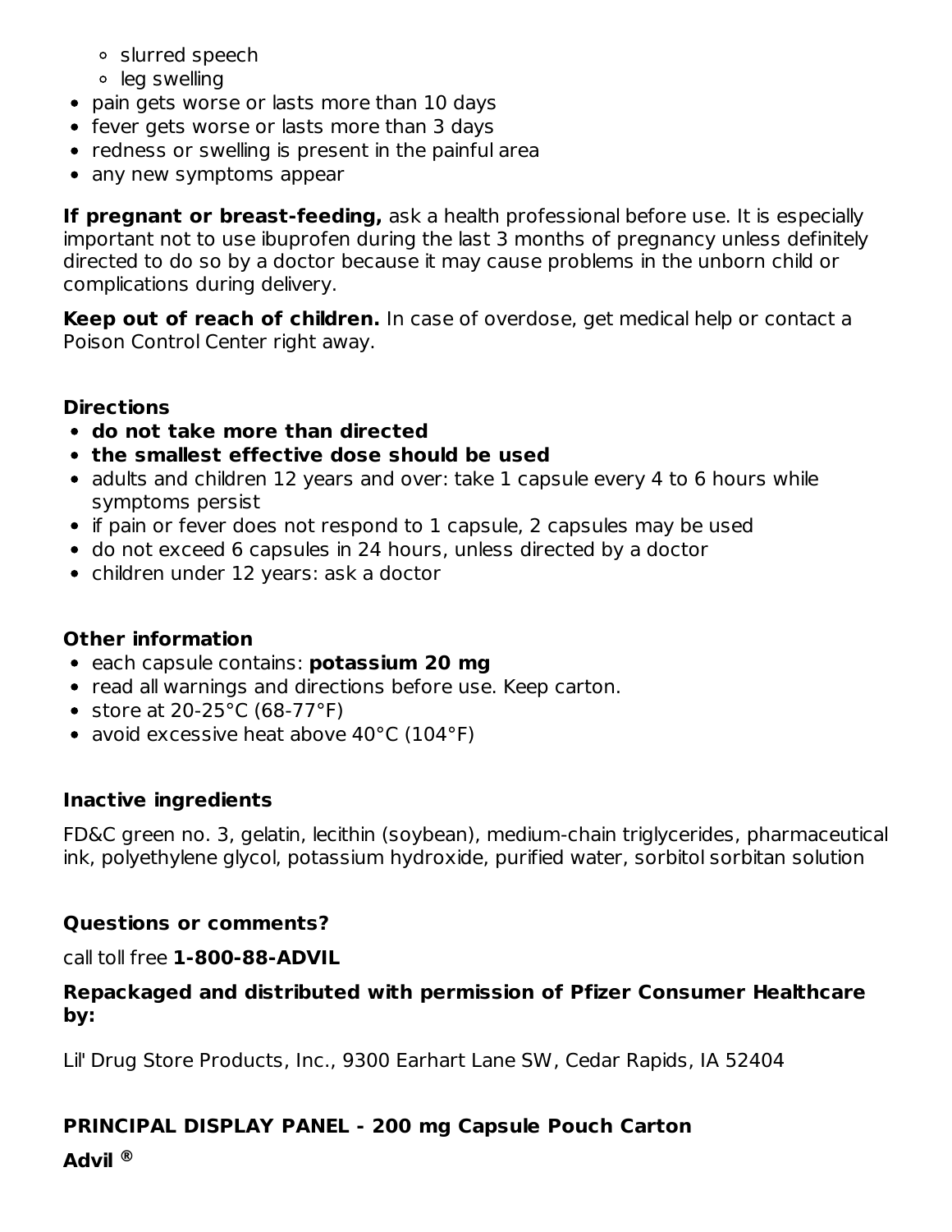- slurred speech
    - leg swelling
- pain gets worse or lasts more than 10 days
- fever gets worse or lasts more than 3 days
- redness or swelling is present in the painful area
- any new symptoms appear

**If pregnant or breast-feeding,** ask a health professional before use. It is especially important not to use ibuprofen during the last 3 months of pregnancy unless definitely directed to do so by a doctor because it may cause problems in the unborn child or complications during delivery.

**Keep out of reach of children.** In case of overdose, get medical help or contact a Poison Control Center right away.

### Directions

- **do not take more than directed**
- **the smallest effective dose should be used**
- adults and children 12 years and over: take 1 capsule every 4 to 6 hours while symptoms persist
- if pain or fever does not respond to 1 capsule, 2 capsules may be used
- do not exceed 6 capsules in 24 hours, unless directed by a doctor
- children under 12 years: ask a doctor

### Other information

- each capsule contains: **potassium 20 mg**
- read all warnings and directions before use. Keep carton.
- store at 20-25°C (68-77°F)
- avoid excessive heat above 40°C (104°F)

### Inactive ingredients

FD&C green no. 3, gelatin, lecithin (soybean), medium-chain triglycerides, pharmaceutical ink, polyethylene glycol, potassium hydroxide, purified water, sorbitol sorbitan solution

### Questions or comments?

call toll free **1-800-88-ADVIL**

**Repackaged and distributed with permission of Pfizer Consumer Healthcare by:**

Lil' Drug Store Products, Inc., 9300 Earhart Lane SW, Cedar Rapids, IA 52404

### PRINCIPAL DISPLAY PANEL - 200 mg Capsule Pouch Carton

**Advil ®**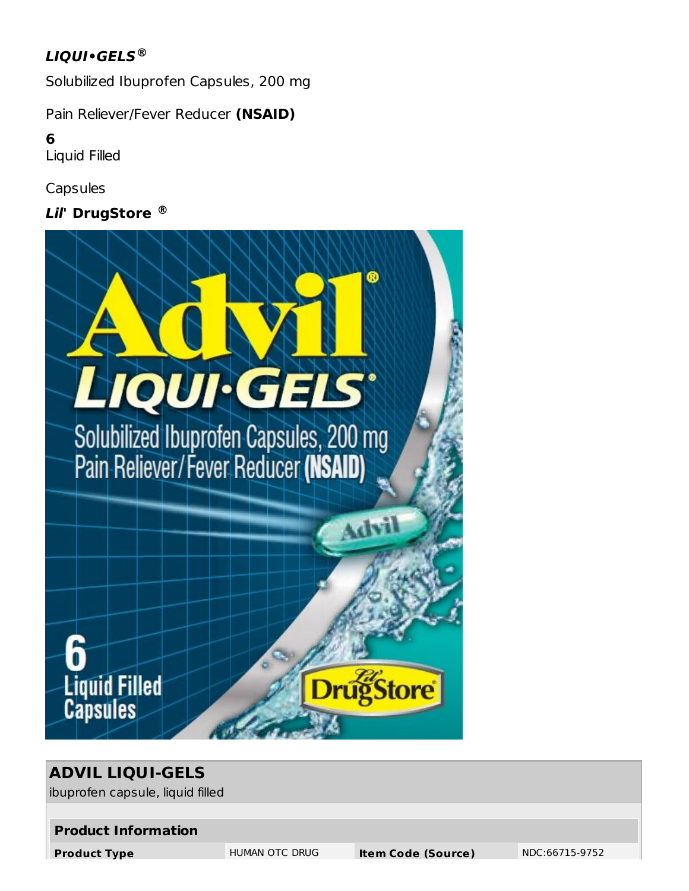***LIQUI•GELS®***

Solubilized Ibuprofen Capsules, 200 mg

Pain Reliever/Fever Reducer **(NSAID)**

**6**
Liquid Filled

Capsules

***Lil'* DrugStore ®**

| **ADVIL LIQUI-GELS** | | | |
|---|---|---|---|
| ibuprofen capsule, liquid filled | | | |
| **Product Information** | | | |
| **Product Type** | HUMAN OTC DRUG | **Item Code (Source)** | NDC:66715-9752 |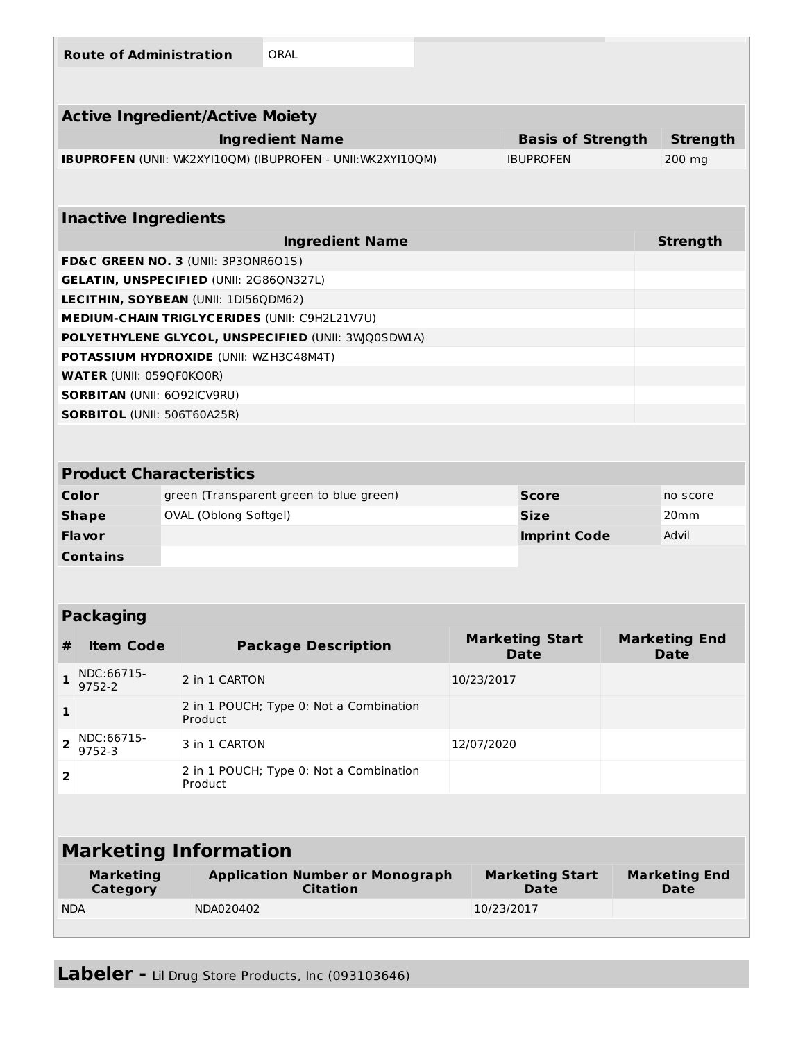| Route of Administration | ORAL |
|---|---|

## Active Ingredient/Active Moiety

| Ingredient Name | Basis of Strength | Strength |
|---|---|---|
| **IBUPROFEN** (UNII: WK2XYI10QM) (IBUPROFEN - UNII:WK2XYI10QM) | IBUPROFEN | 200 mg |

## Inactive Ingredients

| Ingredient Name | Strength |
|---|---|
| **FD&C GREEN NO. 3** (UNII: 3P3ONR6O1S) | |
| **GELATIN, UNSPECIFIED** (UNII: 2G86QN327L) | |
| **LECITHIN, SOYBEAN** (UNII: 1DI56QDM62) | |
| **MEDIUM-CHAIN TRIGLYCERIDES** (UNII: C9H2L21V7U) | |
| **POLYETHYLENE GLYCOL, UNSPECIFIED** (UNII: 3WJQ0SDW1A) | |
| **POTASSIUM HYDROXIDE** (UNII: WZH3C48M4T) | |
| **WATER** (UNII: 059QF0KO0R) | |
| **SORBITAN** (UNII: 6O92ICV9RU) | |
| **SORBITOL** (UNII: 506T60A25R) | |

## Product Characteristics

| | | | |
|---|---|---|---|
| **Color** | green (Transparent green to blue green) | **Score** | no score |
| **Shape** | OVAL (Oblong Softgel) | **Size** | 20mm |
| **Flavor** | | **Imprint Code** | Advil |
| **Contains** | | | |

## Packaging

| # | Item Code | Package Description | Marketing Start Date | Marketing End Date |
|---|---|---|---|---|
| 1 | NDC:66715-9752-2 | 2 in 1 CARTON | 10/23/2017 | |
| 1 | | 2 in 1 POUCH; Type 0: Not a Combination Product | | |
| 2 | NDC:66715-9752-3 | 3 in 1 CARTON | 12/07/2020 | |
| 2 | | 2 in 1 POUCH; Type 0: Not a Combination Product | | |

## Marketing Information

| Marketing Category | Application Number or Monograph Citation | Marketing Start Date | Marketing End Date |
|---|---|---|---|
| NDA | NDA020402 | 10/23/2017 | |

**Labeler -** Lil Drug Store Products, Inc (093103646)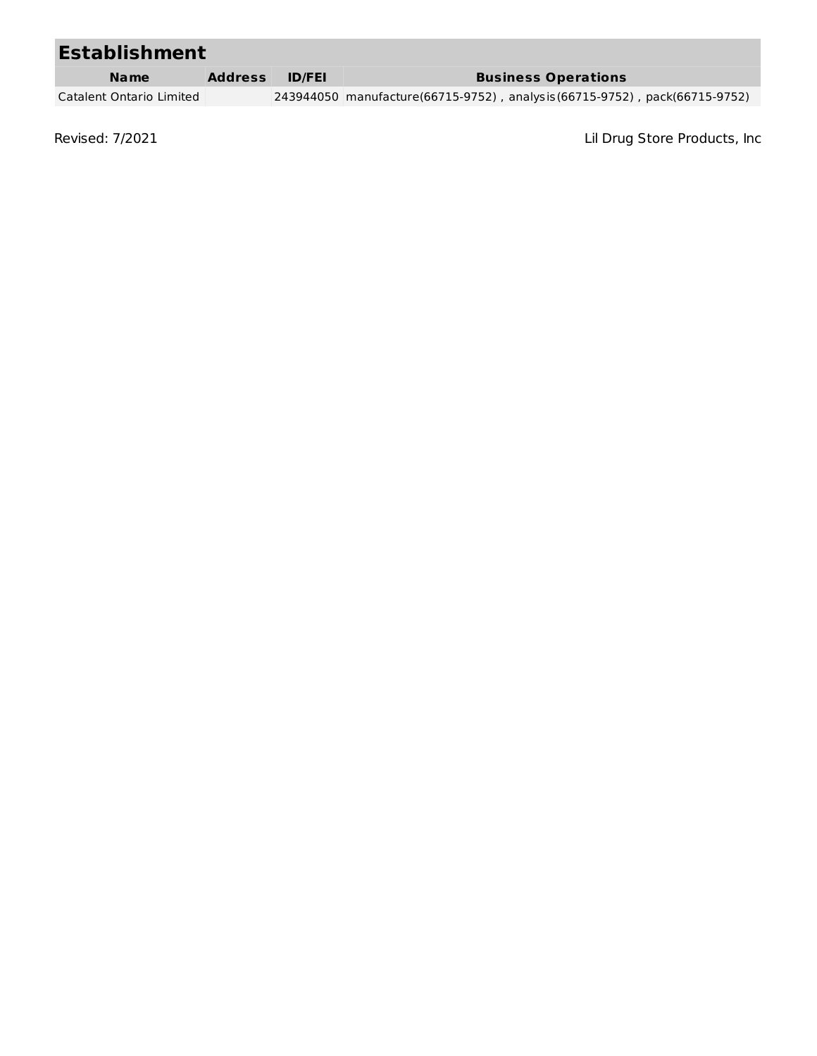## Establishment

| Name | Address | ID/FEI | Business Operations |
| --- | --- | --- | --- |
| Catalent Ontario Limited | | 243944050 | manufacture(66715-9752) , analysis(66715-9752) , pack(66715-9752) |

Revised: 7/2021

Lil Drug Store Products, Inc